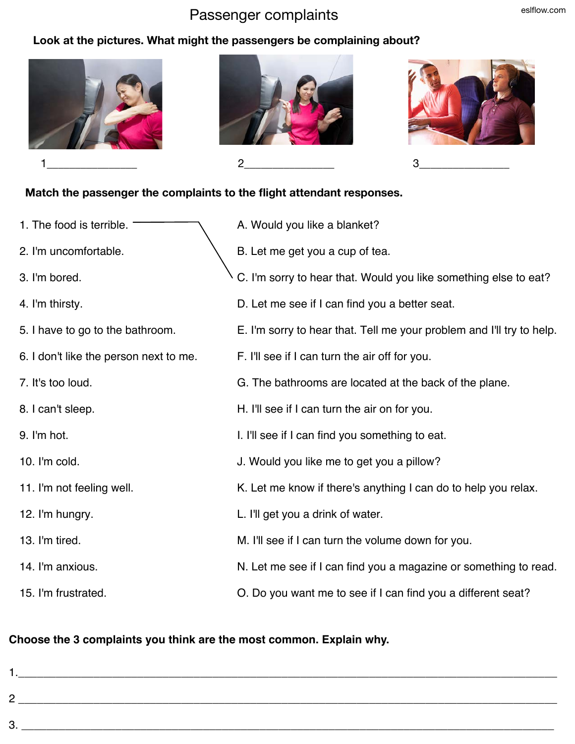# Passenger complaints

**Look at the pictures. What might the passengers be complaining about?**

1_______________ 2_______________ 3_______________

**Match the passenger the complaints to the flight attendant responses.**

| | |
|---|---|
| 1. The food is terrible. | A. Would you like a blanket? |
| 2. I'm uncomfortable. | B. Let me get you a cup of tea. |
| 3. I'm bored. | C. I'm sorry to hear that. Would you like something else to eat? |
| 4. I'm thirsty. | D. Let me see if I can find you a better seat. |
| 5. I have to go to the bathroom. | E. I'm sorry to hear that. Tell me your problem and I'll try to help. |
| 6. I don't like the person next to me. | F. I'll see if I can turn the air off for you. |
| 7. It's too loud. | G. The bathrooms are located at the back of the plane. |
| 8. I can't sleep. | H. I'll see if I can turn the air on for you. |
| 9. I'm hot. | I. I'll see if I can find you something to eat. |
| 10. I'm cold. | J. Would you like me to get you a pillow? |
| 11. I'm not feeling well. | K. Let me know if there's anything I can do to help you relax. |
| 12. I'm hungry. | L. I'll get you a drink of water. |
| 13. I'm tired. | M. I'll see if I can turn the volume down for you. |
| 14. I'm anxious. | N. Let me see if I can find you a magazine or something to read. |
| 15. I'm frustrated. | O. Do you want me to see if I can find you a different seat? |

**Choose the 3 complaints you think are the most common. Explain why.**

1.______________________________________________________________________

2 ______________________________________________________________________

3. ______________________________________________________________________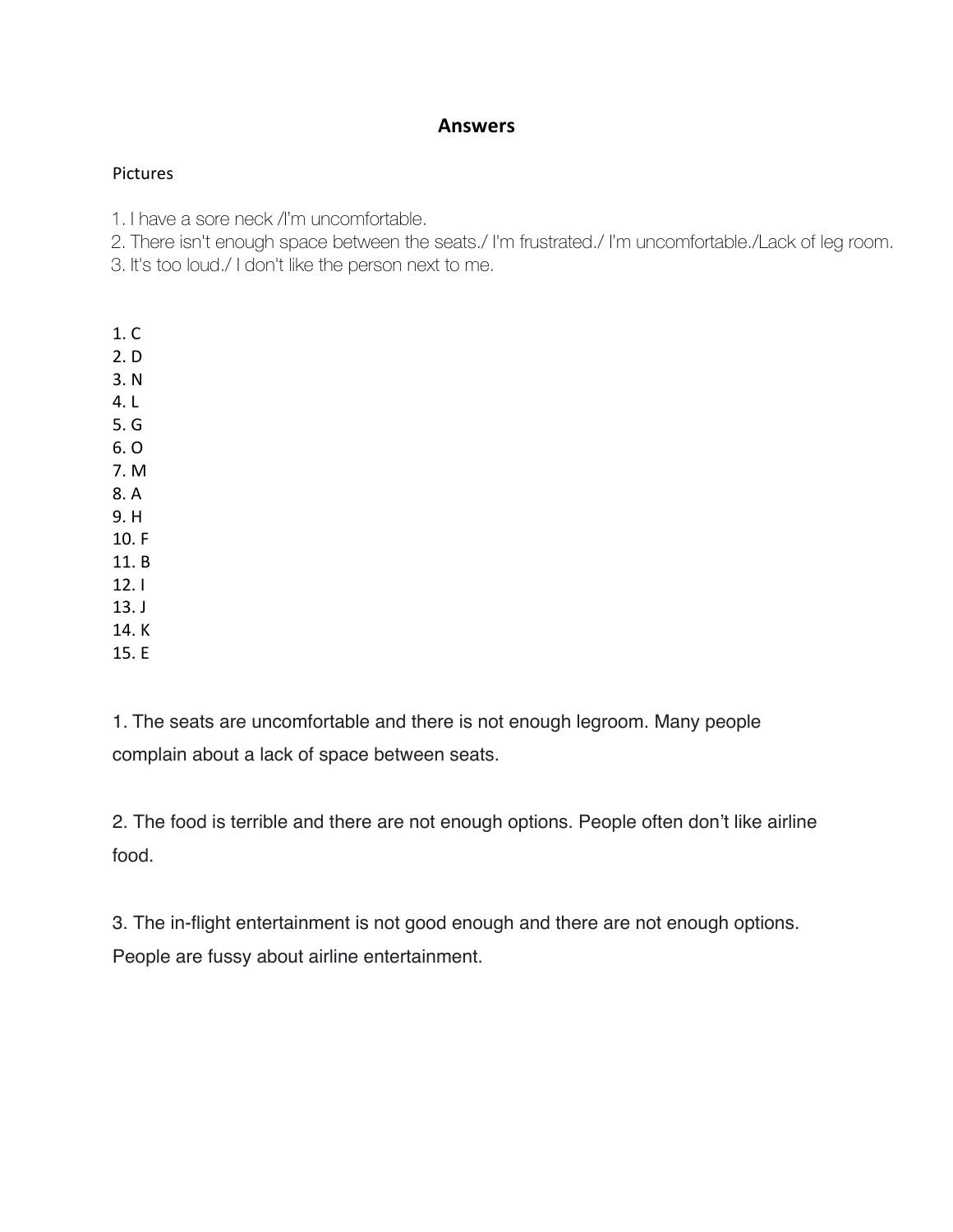# Answers

Pictures

1. I have a sore neck /I'm uncomfortable.
2. There isn't enough space between the seats./ I'm frustrated./ I'm uncomfortable./Lack of leg room.
3. It's too loud./ I don't like the person next to me.

1. C
2. D
3. N
4. L
5. G
6. O
7. M
8. A
9. H
10. F
11. B
12. I
13. J
14. K
15. E

1. The seats are uncomfortable and there is not enough legroom. Many people complain about a lack of space between seats.

2. The food is terrible and there are not enough options. People often don't like airline food.

3. The in-flight entertainment is not good enough and there are not enough options. People are fussy about airline entertainment.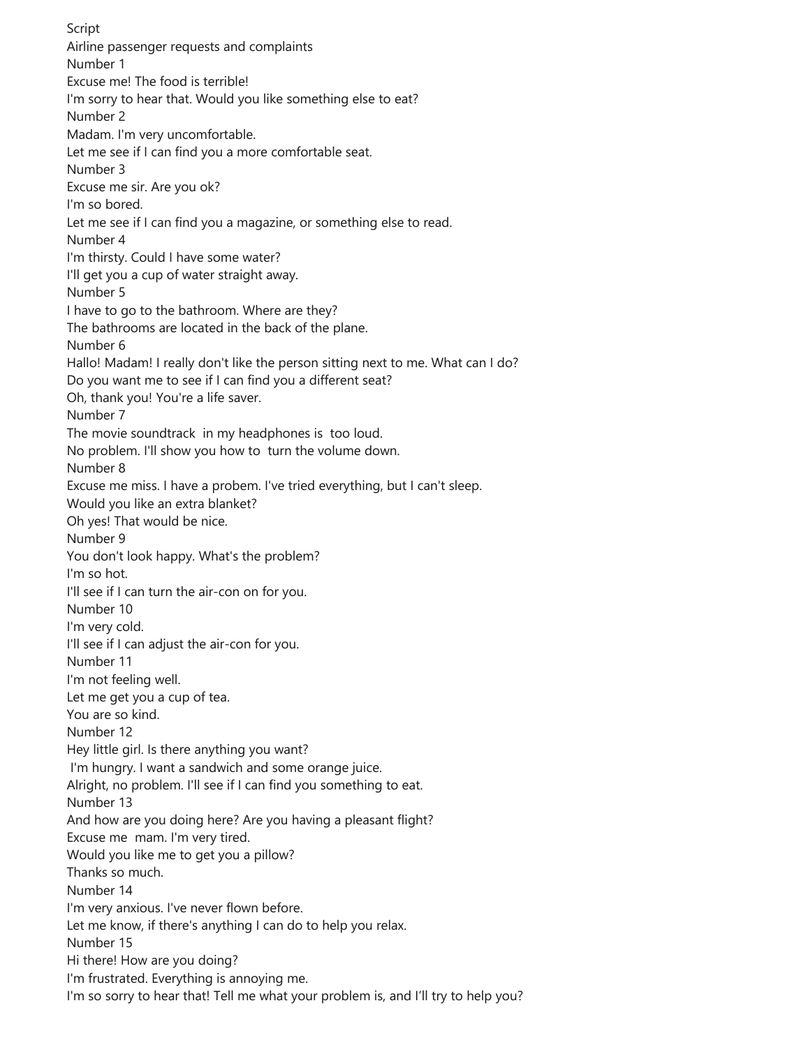Script

Airline passenger requests and complaints

Number 1

Excuse me! The food is terrible!

I'm sorry to hear that. Would you like something else to eat?

Number 2

Madam. I'm very uncomfortable.

Let me see if I can find you a more comfortable seat.

Number 3

Excuse me sir. Are you ok?

I'm so bored.

Let me see if I can find you a magazine, or something else to read.

Number 4

I'm thirsty. Could I have some water?

I'll get you a cup of water straight away.

Number 5

I have to go to the bathroom. Where are they?

The bathrooms are located in the back of the plane.

Number 6

Hallo! Madam! I really don't like the person sitting next to me. What can I do?

Do you want me to see if I can find you a different seat?

Oh, thank you! You're a life saver.

Number 7

The movie soundtrack in my headphones is too loud.

No problem. I'll show you how to turn the volume down.

Number 8

Excuse me miss. I have a probem. I've tried everything, but I can't sleep.

Would you like an extra blanket?

Oh yes! That would be nice.

Number 9

You don't look happy. What's the problem?

I'm so hot.

I'll see if I can turn the air-con on for you.

Number 10

I'm very cold.

I'll see if I can adjust the air-con for you.

Number 11

I'm not feeling well.

Let me get you a cup of tea.

You are so kind.

Number 12

Hey little girl. Is there anything you want?

I'm hungry. I want a sandwich and some orange juice.

Alright, no problem. I'll see if I can find you something to eat.

Number 13

And how are you doing here? Are you having a pleasant flight?

Excuse me mam. I'm very tired.

Would you like me to get you a pillow?

Thanks so much.

Number 14

I'm very anxious. I've never flown before.

Let me know, if there's anything I can do to help you relax.

Number 15

Hi there! How are you doing?

I'm frustrated. Everything is annoying me.

I'm so sorry to hear that! Tell me what your problem is, and I'll try to help you?